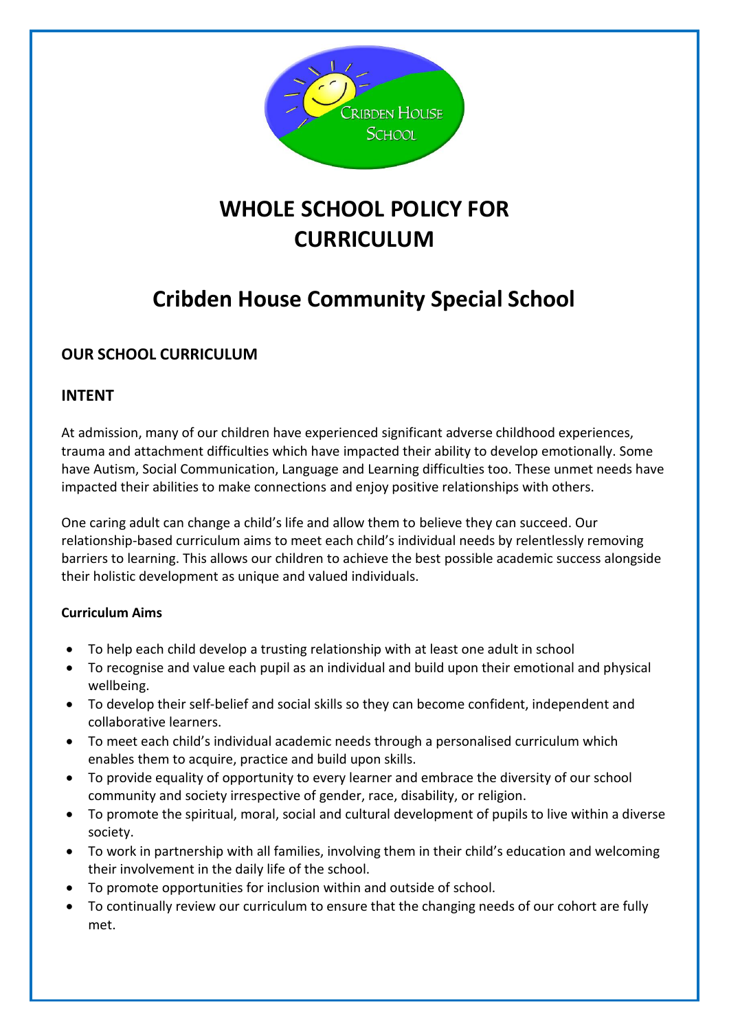# WHOLE SCHOOL POLICY FOR CURRICULUM

# Cribden House Community Special School

## OUR SCHOOL CURRICULUM

## INTENT

At admission, many of our children have experienced significant adverse childhood experiences, trauma and attachment difficulties which have impacted their ability to develop emotionally. Some have Autism, Social Communication, Language and Learning difficulties too. These unmet needs have impacted their abilities to make connections and enjoy positive relationships with others.

One caring adult can change a child's life and allow them to believe they can succeed. Our relationship-based curriculum aims to meet each child's individual needs by relentlessly removing barriers to learning. This allows our children to achieve the best possible academic success alongside their holistic development as unique and valued individuals.

### Curriculum Aims

- To help each child develop a trusting relationship with at least one adult in school
- To recognise and value each pupil as an individual and build upon their emotional and physical wellbeing.
- To develop their self-belief and social skills so they can become confident, independent and collaborative learners.
- To meet each child's individual academic needs through a personalised curriculum which enables them to acquire, practice and build upon skills.
- To provide equality of opportunity to every learner and embrace the diversity of our school community and society irrespective of gender, race, disability, or religion.
- To promote the spiritual, moral, social and cultural development of pupils to live within a diverse society.
- To work in partnership with all families, involving them in their child's education and welcoming their involvement in the daily life of the school.
- To promote opportunities for inclusion within and outside of school.
- To continually review our curriculum to ensure that the changing needs of our cohort are fully met.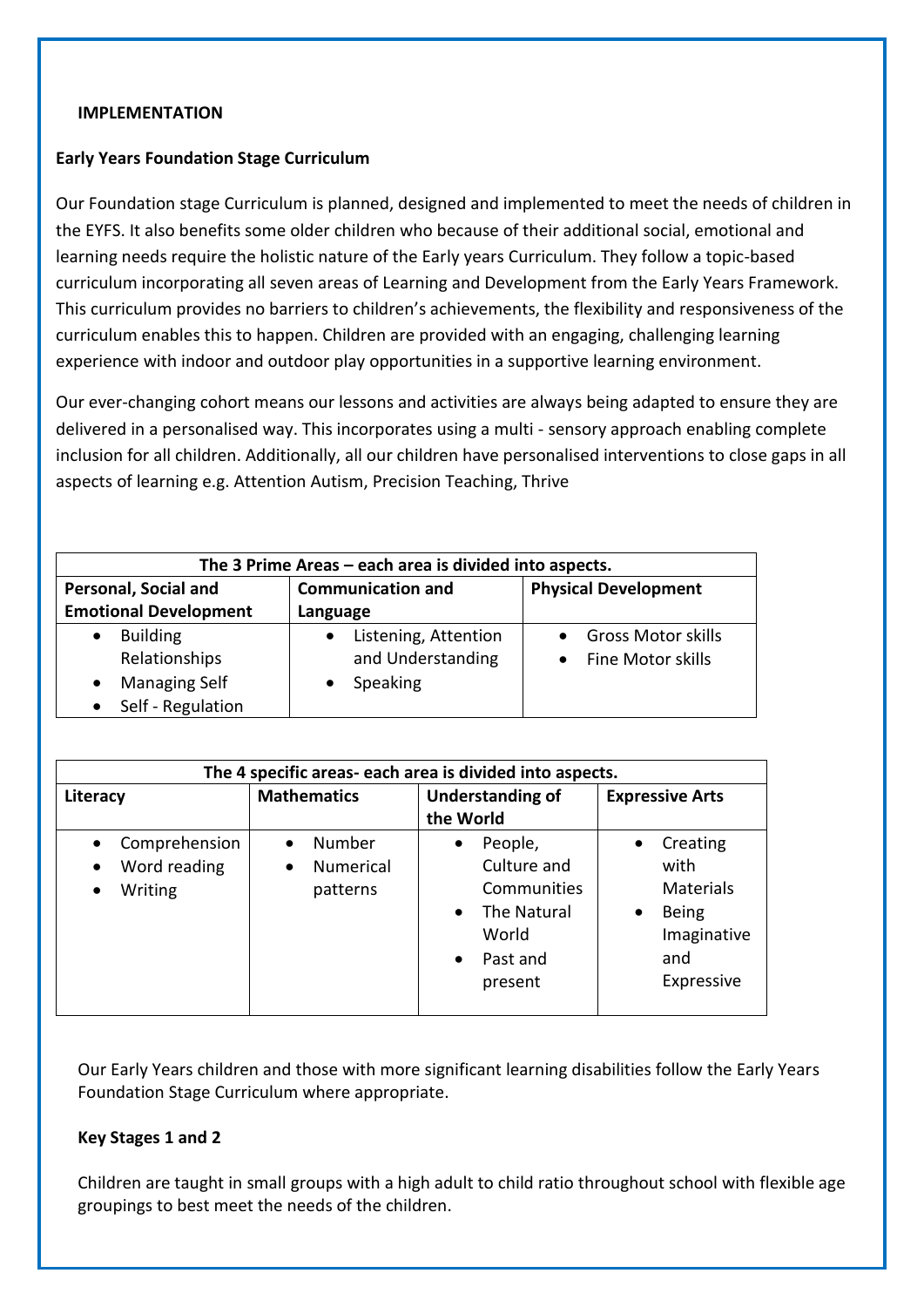**IMPLEMENTATION**

**Early Years Foundation Stage Curriculum**

Our Foundation stage Curriculum is planned, designed and implemented to meet the needs of children in the EYFS. It also benefits some older children who because of their additional social, emotional and learning needs require the holistic nature of the Early years Curriculum. They follow a topic-based curriculum incorporating all seven areas of Learning and Development from the Early Years Framework. This curriculum provides no barriers to children's achievements, the flexibility and responsiveness of the curriculum enables this to happen. Children are provided with an engaging, challenging learning experience with indoor and outdoor play opportunities in a supportive learning environment.

Our ever-changing cohort means our lessons and activities are always being adapted to ensure they are delivered in a personalised way. This incorporates using a multi - sensory approach enabling complete inclusion for all children. Additionally, all our children have personalised interventions to close gaps in all aspects of learning e.g. Attention Autism, Precision Teaching, Thrive

| **The 3 Prime Areas – each area is divided into aspects.** | | |
|---|---|---|
| **Personal, Social and Emotional Development** | **Communication and Language** | **Physical Development** |
| • Building Relationships<br>• Managing Self<br>• Self - Regulation | • Listening, Attention and Understanding<br>• Speaking | • Gross Motor skills<br>• Fine Motor skills |

| **The 4 specific areas- each area is divided into aspects.** | | | |
|---|---|---|---|
| **Literacy** | **Mathematics** | **Understanding of the World** | **Expressive Arts** |
| • Comprehension<br>• Word reading<br>• Writing | • Number<br>• Numerical patterns | • People, Culture and Communities<br>• The Natural World<br>• Past and present | • Creating with Materials<br>• Being Imaginative and Expressive |

Our Early Years children and those with more significant learning disabilities follow the Early Years Foundation Stage Curriculum where appropriate.

**Key Stages 1 and 2**

Children are taught in small groups with a high adult to child ratio throughout school with flexible age groupings to best meet the needs of the children.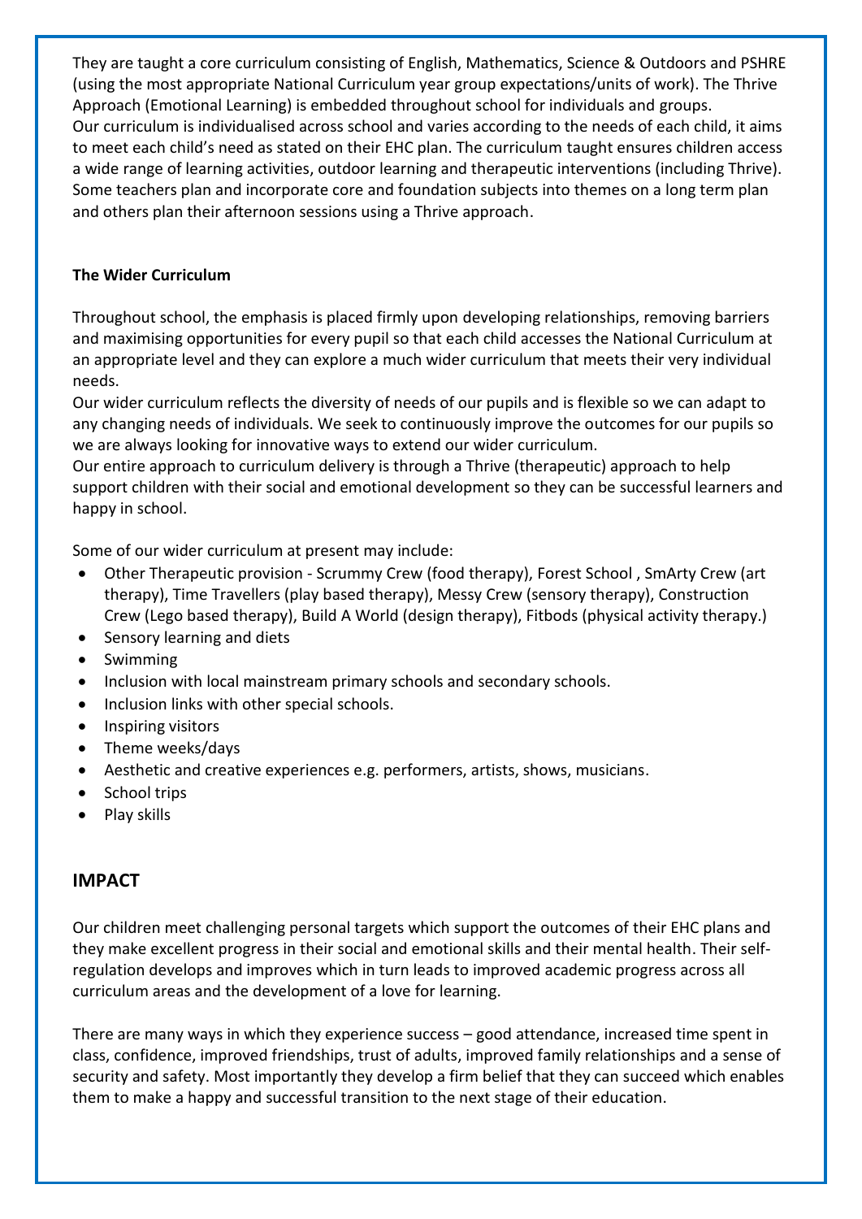They are taught a core curriculum consisting of English, Mathematics, Science & Outdoors and PSHRE (using the most appropriate National Curriculum year group expectations/units of work). The Thrive Approach (Emotional Learning) is embedded throughout school for individuals and groups.
Our curriculum is individualised across school and varies according to the needs of each child, it aims to meet each child's need as stated on their EHC plan. The curriculum taught ensures children access a wide range of learning activities, outdoor learning and therapeutic interventions (including Thrive). Some teachers plan and incorporate core and foundation subjects into themes on a long term plan and others plan their afternoon sessions using a Thrive approach.

**The Wider Curriculum**

Throughout school, the emphasis is placed firmly upon developing relationships, removing barriers and maximising opportunities for every pupil so that each child accesses the National Curriculum at an appropriate level and they can explore a much wider curriculum that meets their very individual needs.
Our wider curriculum reflects the diversity of needs of our pupils and is flexible so we can adapt to any changing needs of individuals. We seek to continuously improve the outcomes for our pupils so we are always looking for innovative ways to extend our wider curriculum.
Our entire approach to curriculum delivery is through a Thrive (therapeutic) approach to help support children with their social and emotional development so they can be successful learners and happy in school.

Some of our wider curriculum at present may include:

- Other Therapeutic provision - Scrummy Crew (food therapy), Forest School , SmArty Crew (art therapy), Time Travellers (play based therapy), Messy Crew (sensory therapy), Construction Crew (Lego based therapy), Build A World (design therapy), Fitbods (physical activity therapy.)
- Sensory learning and diets
- Swimming
- Inclusion with local mainstream primary schools and secondary schools.
- Inclusion links with other special schools.
- Inspiring visitors
- Theme weeks/days
- Aesthetic and creative experiences e.g. performers, artists, shows, musicians.
- School trips
- Play skills

## IMPACT

Our children meet challenging personal targets which support the outcomes of their EHC plans and they make excellent progress in their social and emotional skills and their mental health. Their self-regulation develops and improves which in turn leads to improved academic progress across all curriculum areas and the development of a love for learning.

There are many ways in which they experience success – good attendance, increased time spent in class, confidence, improved friendships, trust of adults, improved family relationships and a sense of security and safety. Most importantly they develop a firm belief that they can succeed which enables them to make a happy and successful transition to the next stage of their education.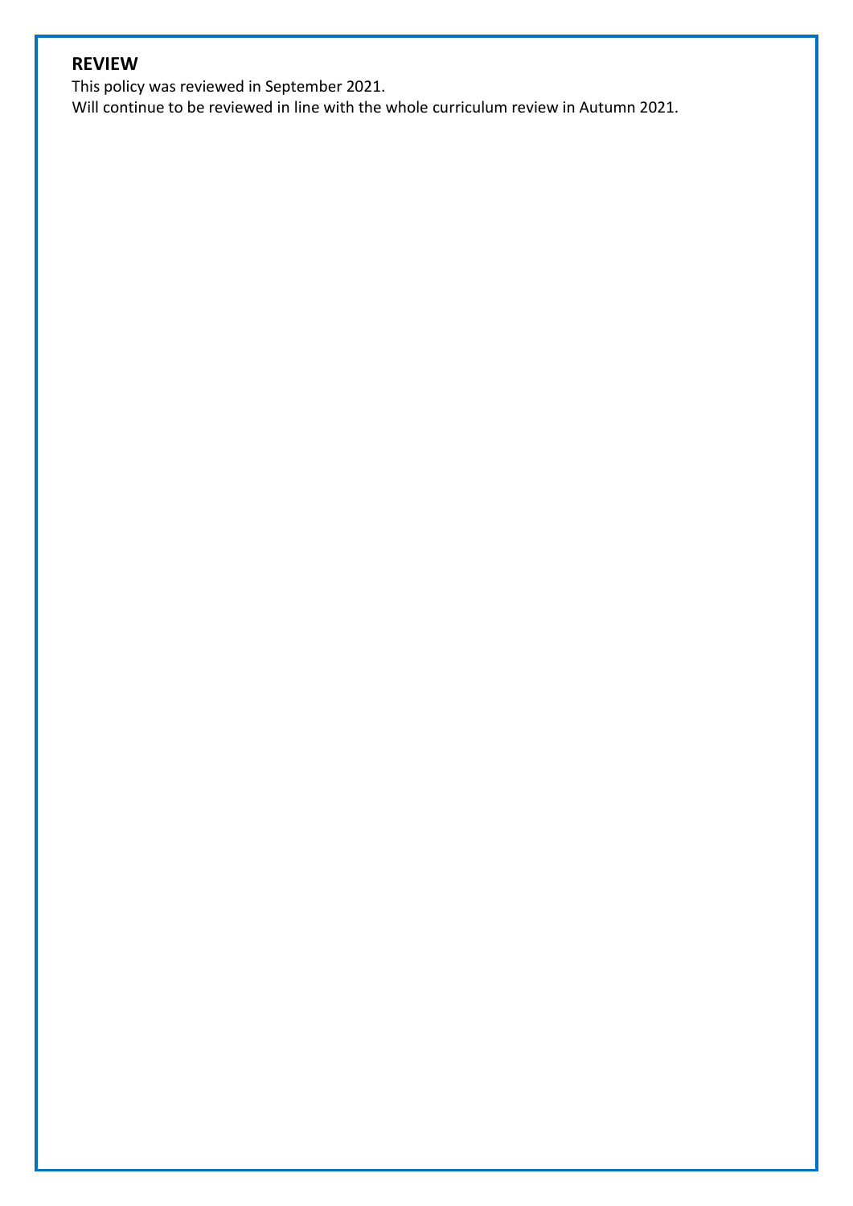## REVIEW

This policy was reviewed in September 2021.
Will continue to be reviewed in line with the whole curriculum review in Autumn 2021.